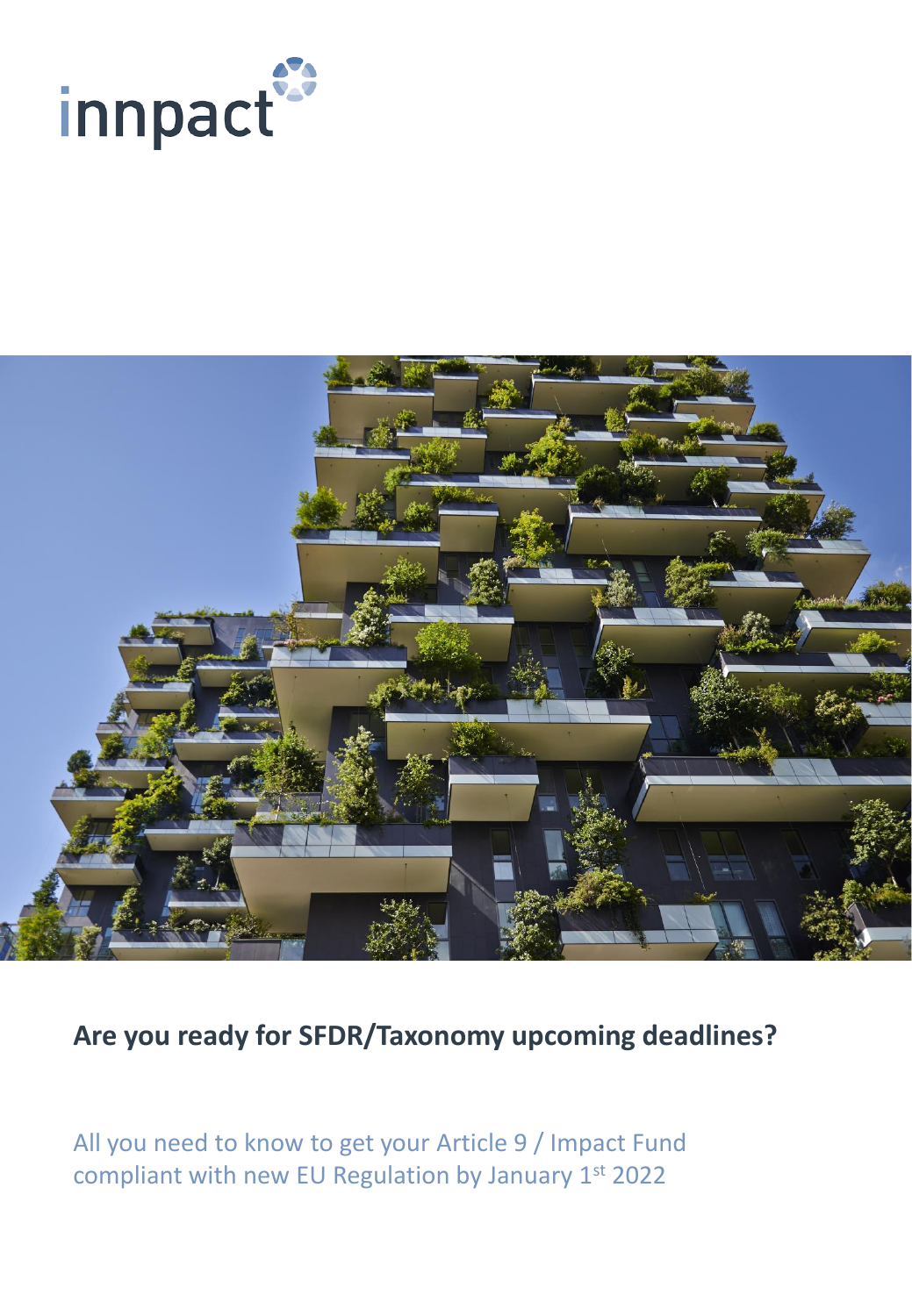innpact

# Are you ready for SFDR/Taxonomy upcoming deadlines?

All you need to know to get your Article 9 / Impact Fund compliant with new EU Regulation by January 1st 2022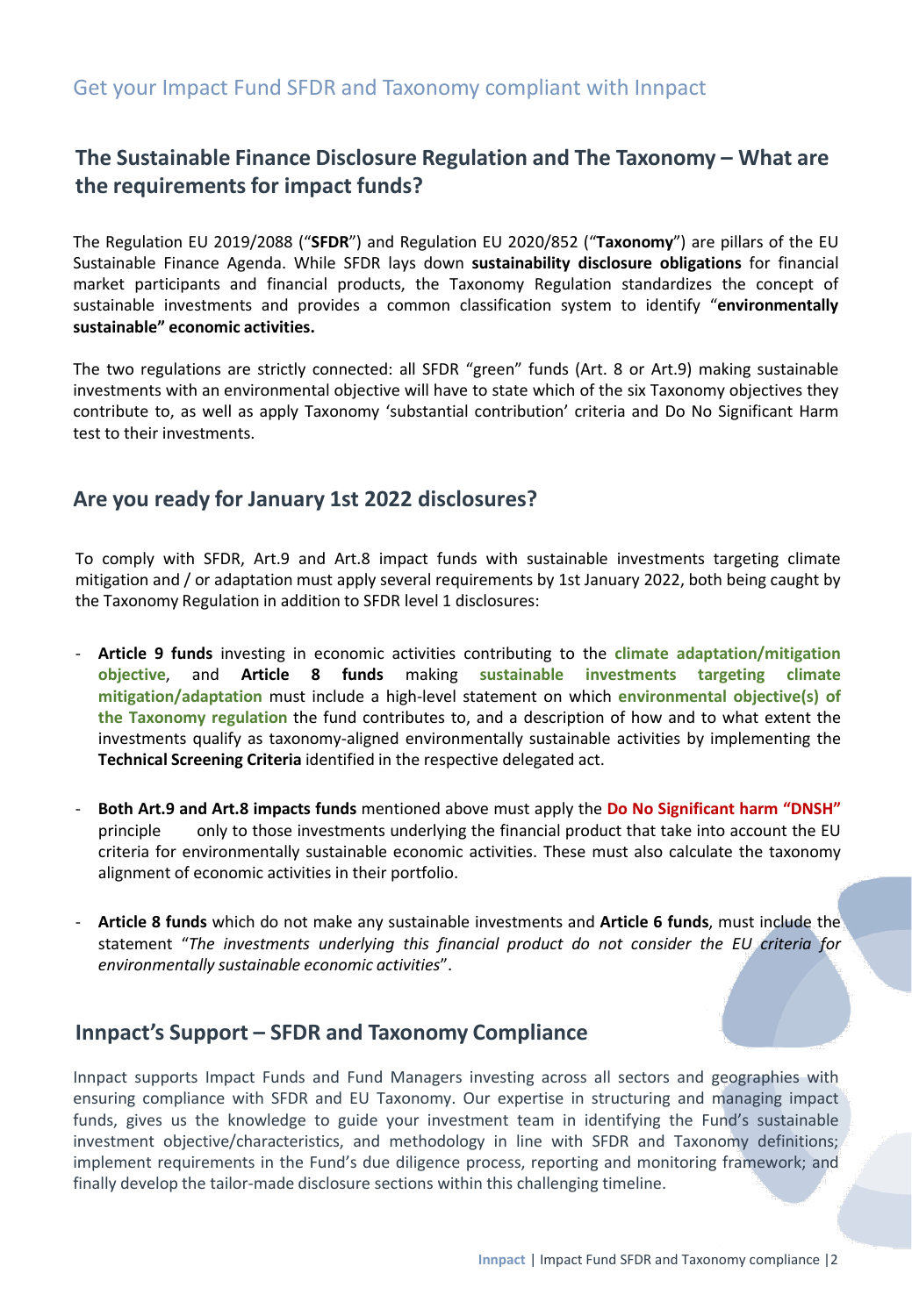## Get your Impact Fund SFDR and Taxonomy compliant with Innpact

### The Sustainable Finance Disclosure Regulation and The Taxonomy – What are the requirements for impact funds?

The Regulation EU 2019/2088 ("**SFDR**") and Regulation EU 2020/852 ("**Taxonomy**") are pillars of the EU Sustainable Finance Agenda. While SFDR lays down **sustainability disclosure obligations** for financial market participants and financial products, the Taxonomy Regulation standardizes the concept of sustainable investments and provides a common classification system to identify "**environmentally sustainable" economic activities.**

The two regulations are strictly connected: all SFDR "green" funds (Art. 8 or Art.9) making sustainable investments with an environmental objective will have to state which of the six Taxonomy objectives they contribute to, as well as apply Taxonomy 'substantial contribution' criteria and Do No Significant Harm test to their investments.

### Are you ready for January 1st 2022 disclosures?

To comply with SFDR, Art.9 and Art.8 impact funds with sustainable investments targeting climate mitigation and / or adaptation must apply several requirements by 1st January 2022, both being caught by the Taxonomy Regulation in addition to SFDR level 1 disclosures:

- **Article 9 funds** investing in economic activities contributing to the **climate adaptation/mitigation objective**, and **Article 8 funds** making **sustainable investments targeting climate mitigation/adaptation** must include a high-level statement on which **environmental objective(s) of the Taxonomy regulation** the fund contributes to, and a description of how and to what extent the investments qualify as taxonomy-aligned environmentally sustainable activities by implementing the **Technical Screening Criteria** identified in the respective delegated act.

- **Both Art.9 and Art.8 impacts funds** mentioned above must apply the **Do No Significant harm "DNSH"** principle only to those investments underlying the financial product that take into account the EU criteria for environmentally sustainable economic activities. These must also calculate the taxonomy alignment of economic activities in their portfolio.

- **Article 8 funds** which do not make any sustainable investments and **Article 6 funds**, must include the statement "*The investments underlying this financial product do not consider the EU criteria for environmentally sustainable economic activities*".

### Innpact's Support – SFDR and Taxonomy Compliance

Innpact supports Impact Funds and Fund Managers investing across all sectors and geographies with ensuring compliance with SFDR and EU Taxonomy. Our expertise in structuring and managing impact funds, gives us the knowledge to guide your investment team in identifying the Fund's sustainable investment objective/characteristics, and methodology in line with SFDR and Taxonomy definitions; implement requirements in the Fund's due diligence process, reporting and monitoring framework; and finally develop the tailor-made disclosure sections within this challenging timeline.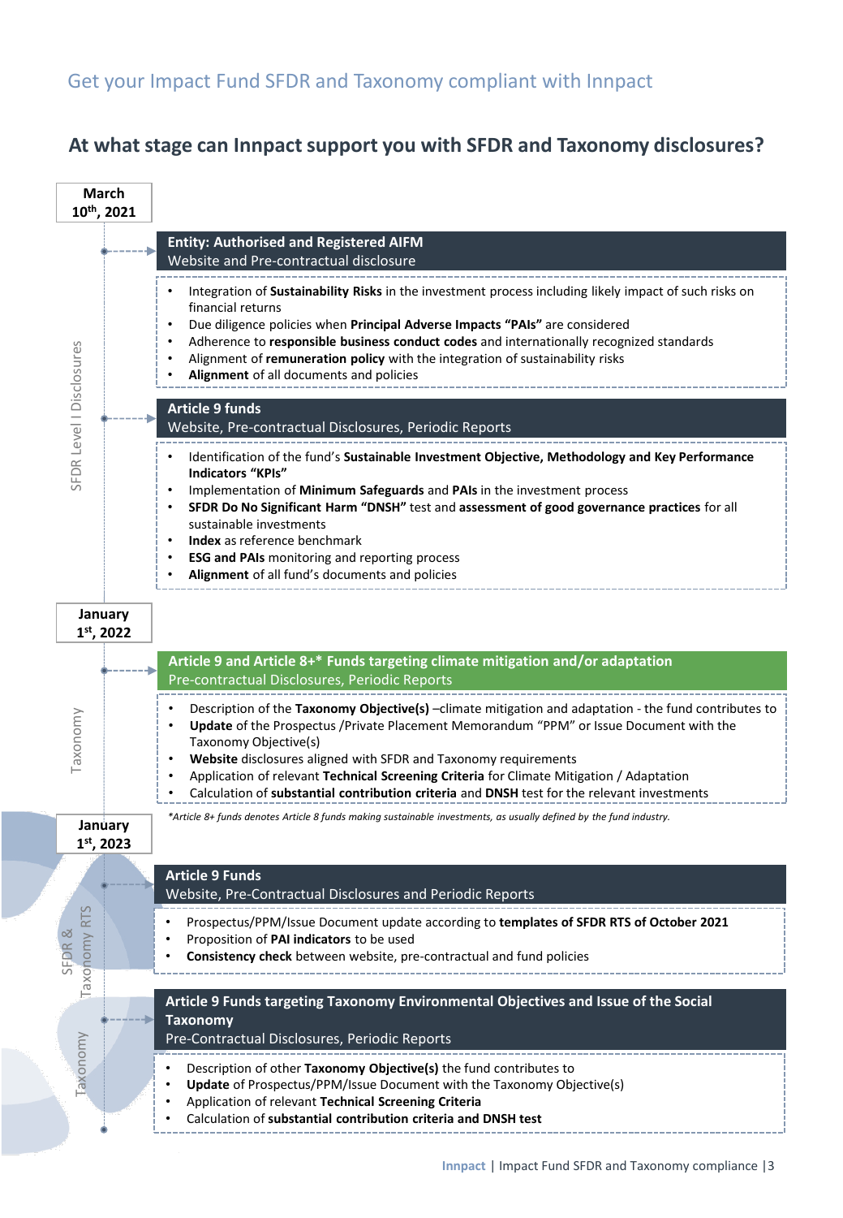## Get your Impact Fund SFDR and Taxonomy compliant with Innpact

### At what stage can Innpact support you with SFDR and Taxonomy disclosures?

**March 10th, 2021**

*SFDR Level I Disclosures*

**Entity: Authorised and Registered AIFM**
Website and Pre-contractual disclosure

- Integration of **Sustainability Risks** in the investment process including likely impact of such risks on financial returns
- Due diligence policies when **Principal Adverse Impacts "PAIs"** are considered
- Adherence to **responsible business conduct codes** and internationally recognized standards
- Alignment of **remuneration policy** with the integration of sustainability risks
- **Alignment** of all documents and policies

**Article 9 funds**
Website, Pre-contractual Disclosures, Periodic Reports

- Identification of the fund's **Sustainable Investment Objective, Methodology and Key Performance Indicators "KPIs"**
- Implementation of **Minimum Safeguards** and **PAIs** in the investment process
- **SFDR Do No Significant Harm "DNSH"** test and **assessment of good governance practices** for all sustainable investments
- **Index** as reference benchmark
- **ESG and PAIs** monitoring and reporting process
- **Alignment** of all fund's documents and policies

**January 1st, 2022**

*Taxonomy*

**Article 9 and Article 8+* Funds targeting climate mitigation and/or adaptation**
Pre-contractual Disclosures, Periodic Reports

- Description of the **Taxonomy Objective(s)** –climate mitigation and adaptation - the fund contributes to
- **Update** of the Prospectus /Private Placement Memorandum "PPM" or Issue Document with the Taxonomy Objective(s)
- **Website** disclosures aligned with SFDR and Taxonomy requirements
- Application of relevant **Technical Screening Criteria** for Climate Mitigation / Adaptation
- Calculation of **substantial contribution criteria** and **DNSH** test for the relevant investments

*\*Article 8+ funds denotes Article 8 funds making sustainable investments, as usually defined by the fund industry.*

**January 1st, 2023**

*SFDR & Taxonomy RTS*

**Article 9 Funds**
Website, Pre-Contractual Disclosures and Periodic Reports

- Prospectus/PPM/Issue Document update according to **templates of SFDR RTS of October 2021**
- Proposition of **PAI indicators** to be used
- **Consistency check** between website, pre-contractual and fund policies

*Taxonomy*

**Article 9 Funds targeting Taxonomy Environmental Objectives and Issue of the Social Taxonomy**
Pre-Contractual Disclosures, Periodic Reports

- Description of other **Taxonomy Objective(s)** the fund contributes to
- **Update** of Prospectus/PPM/Issue Document with the Taxonomy Objective(s)
- Application of relevant **Technical Screening Criteria**
- Calculation of **substantial contribution criteria and DNSH test**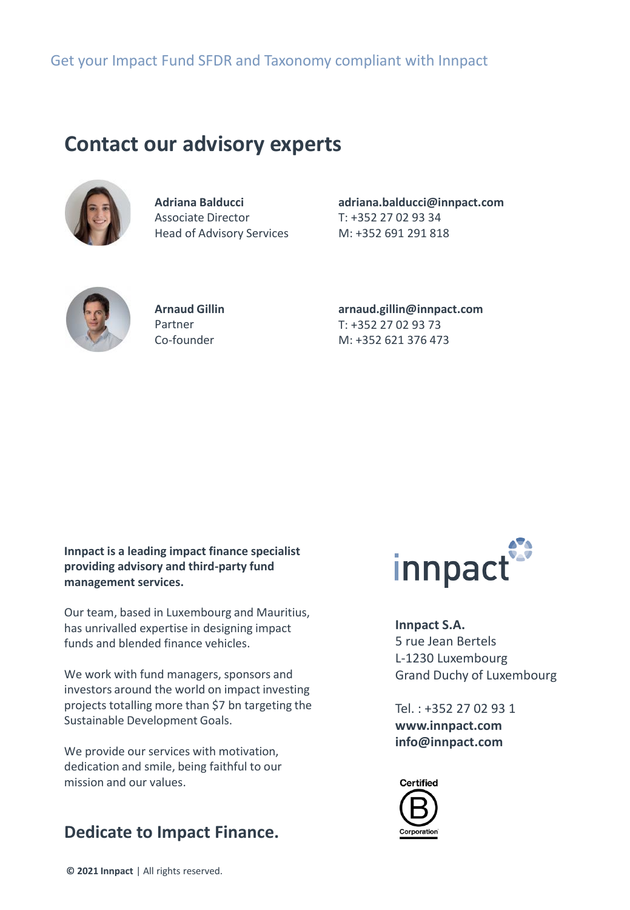## Contact our advisory experts

**Adriana Balducci**
Associate Director
Head of Advisory Services

**adriana.balducci@innpact.com**
T: +352 27 02 93 34
M: +352 691 291 818

**Arnaud Gillin**
Partner
Co-founder

**arnaud.gillin@innpact.com**
T: +352 27 02 93 73
M: +352 621 376 473

**Innpact is a leading impact finance specialist providing advisory and third-party fund management services.**

Our team, based in Luxembourg and Mauritius, has unrivalled expertise in designing impact funds and blended finance vehicles.

We work with fund managers, sponsors and investors around the world on impact investing projects totalling more than $7 bn targeting the Sustainable Development Goals.

We provide our services with motivation, dedication and smile, being faithful to our mission and our values.

## Dedicate to Impact Finance.

innpact

**Innpact S.A.**
5 rue Jean Bertels
L-1230 Luxembourg
Grand Duchy of Luxembourg

Tel. : +352 27 02 93 1
**www.innpact.com**
**info@innpact.com**

Certified B Corporation

**© 2021 Innpact** | All rights reserved.